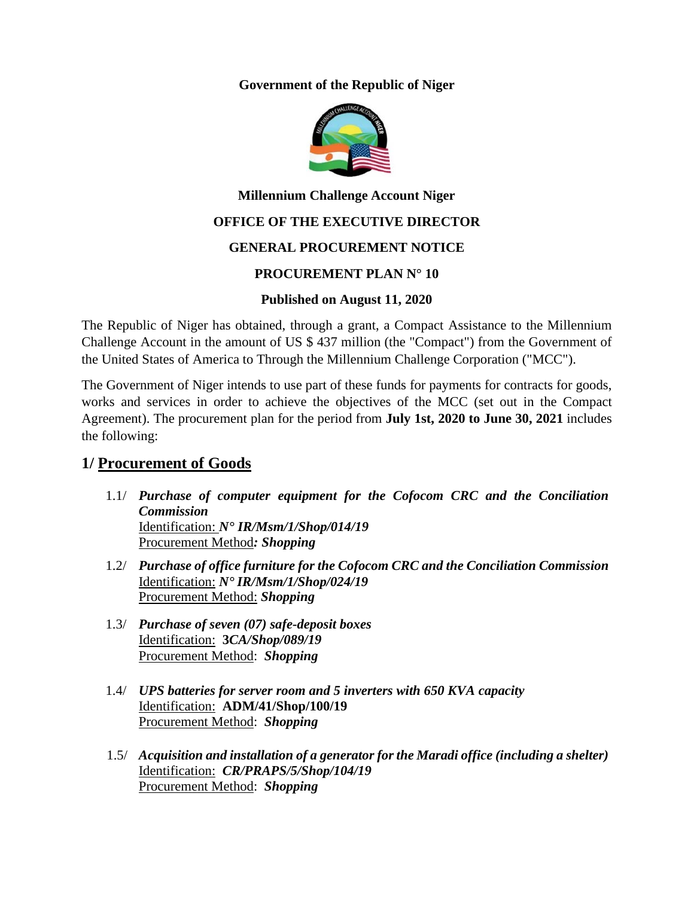**Government of the Republic of Niger**

**Millennium Challenge Account Niger**

**OFFICE OF THE EXECUTIVE DIRECTOR**

**GENERAL PROCUREMENT NOTICE**

**PROCUREMENT PLAN N° 10**

**Published on August 11, 2020**

The Republic of Niger has obtained, through a grant, a Compact Assistance to the Millennium Challenge Account in the amount of US $ 437 million (the "Compact") from the Government of the United States of America to Through the Millennium Challenge Corporation ("MCC").

The Government of Niger intends to use part of these funds for payments for contracts for goods, works and services in order to achieve the objectives of the MCC (set out in the Compact Agreement). The procurement plan for the period from **July 1st, 2020 to June 30, 2021** includes the following:

## 1/ Procurement of Goods

1.1/ ***Purchase of computer equipment for the Cofocom CRC and the Conciliation Commission***
Identification: ***N° IR/Msm/1/Shop/014/19***
Procurement Method***: Shopping***

1.2/ ***Purchase of office furniture for the Cofocom CRC and the Conciliation Commission***
Identification: ***N° IR/Msm/1/Shop/024/19***
Procurement Method: ***Shopping***

1.3/ ***Purchase of seven (07) safe-deposit boxes***
Identification: **3*CA/Shop/089/19***
Procurement Method: ***Shopping***

1.4/ ***UPS batteries for server room and 5 inverters with 650 KVA capacity***
Identification: **ADM/41/Shop/100/19**
Procurement Method: ***Shopping***

1.5/ ***Acquisition and installation of a generator for the Maradi office (including a shelter)***
Identification: ***CR/PRAPS/5/Shop/104/19***
Procurement Method: ***Shopping***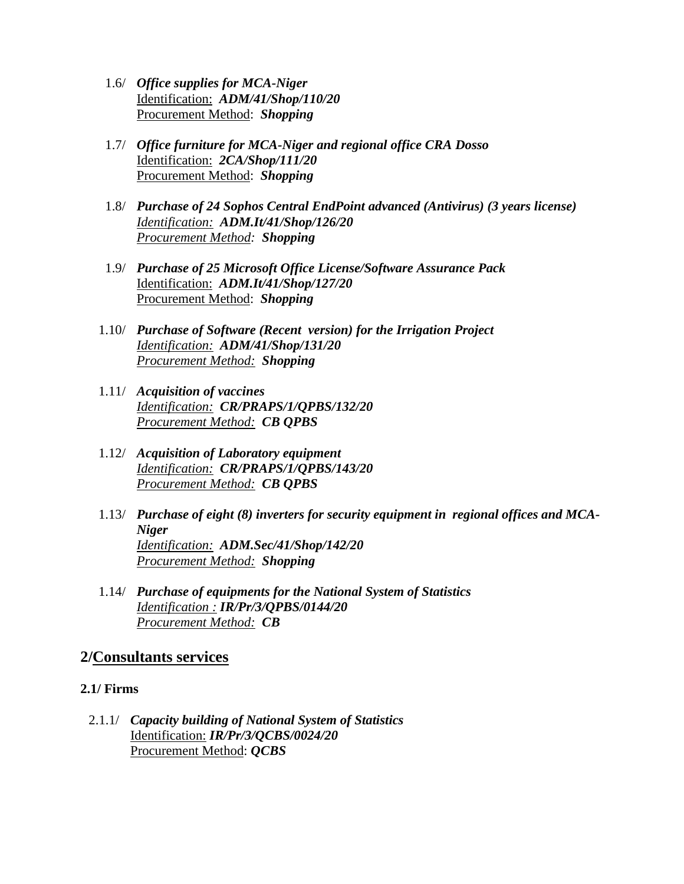1.6/ ***Office supplies for MCA-Niger***
Identification: ***ADM/41/Shop/110/20***
Procurement Method: ***Shopping***

1.7/ ***Office furniture for MCA-Niger and regional office CRA Dosso***
Identification: ***2CA/Shop/111/20***
Procurement Method: ***Shopping***

1.8/ ***Purchase of 24 Sophos Central EndPoint advanced (Antivirus) (3 years license)***
*Identification:* ***ADM.It/41/Shop/126/20***
*Procurement Method:* ***Shopping***

1.9/ ***Purchase of 25 Microsoft Office License/Software Assurance Pack***
Identification: ***ADM.It/41/Shop/127/20***
Procurement Method: ***Shopping***

1.10/ ***Purchase of Software (Recent version) for the Irrigation Project***
*Identification:* ***ADM/41/Shop/131/20***
*Procurement Method:* ***Shopping***

1.11/ ***Acquisition of vaccines***
*Identification:* ***CR/PRAPS/1/QPBS/132/20***
*Procurement Method:* ***CB QPBS***

1.12/ ***Acquisition of Laboratory equipment***
*Identification:* ***CR/PRAPS/1/QPBS/143/20***
*Procurement Method:* ***CB QPBS***

1.13/ ***Purchase of eight (8) inverters for security equipment in regional offices and MCA-Niger***
*Identification:* ***ADM.Sec/41/Shop/142/20***
*Procurement Method:* ***Shopping***

1.14/ ***Purchase of equipments for the National System of Statistics***
*Identification :* ***IR/Pr/3/QPBS/0144/20***
*Procurement Method:* ***CB***

## 2/Consultants services

### 2.1/ Firms

2.1.1/ ***Capacity building of National System of Statistics***
Identification: ***IR/Pr/3/QCBS/0024/20***
Procurement Method: ***QCBS***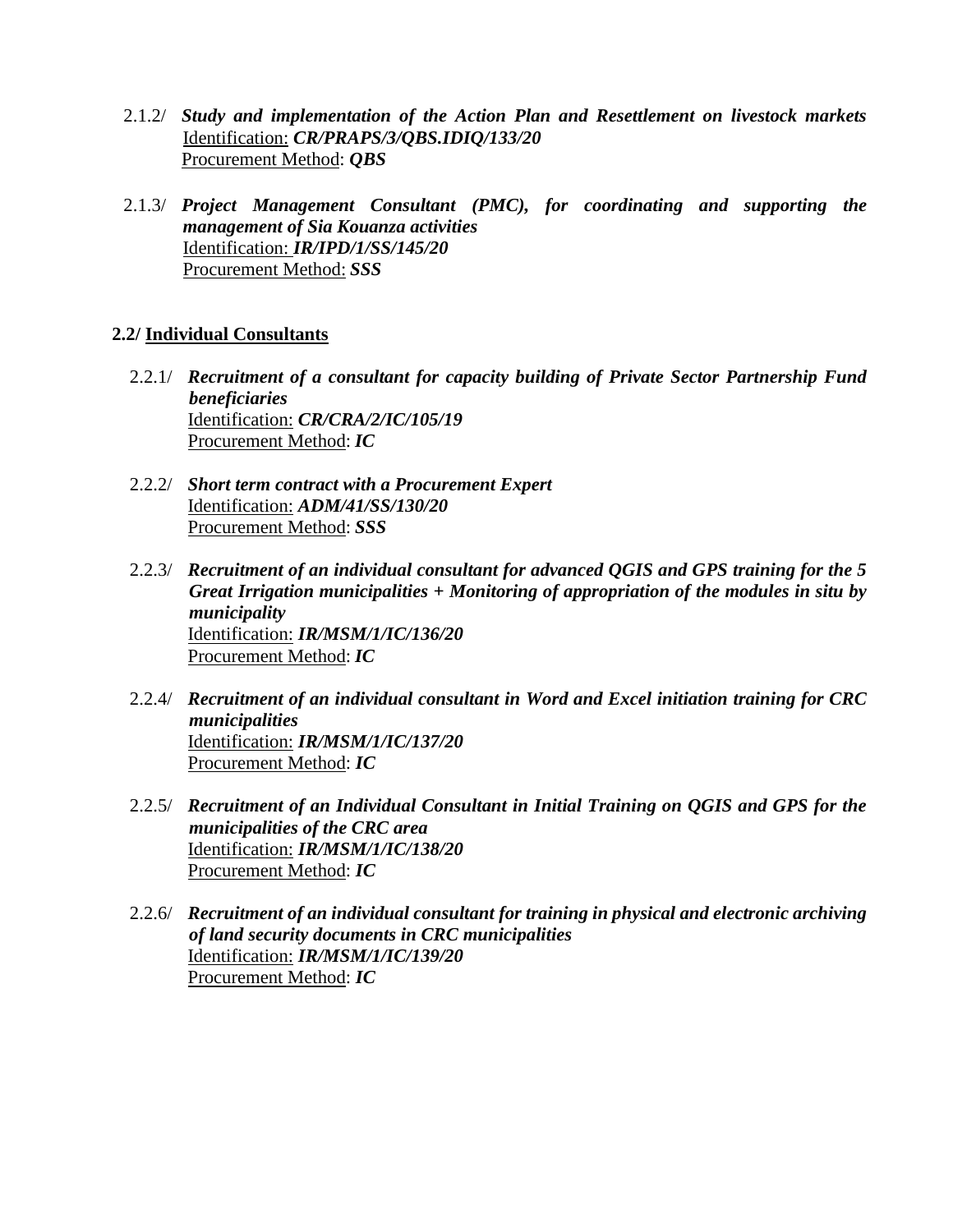2.1.2/ ***Study and implementation of the Action Plan and Resettlement on livestock markets***
Identification: ***CR/PRAPS/3/QBS.IDIQ/133/20***
Procurement Method: ***QBS***

2.1.3/ ***Project Management Consultant (PMC), for coordinating and supporting the management of Sia Kouanza activities***
Identification: ***IR/IPD/1/SS/145/20***
Procurement Method: ***SSS***

**2.2/ Individual Consultants**

2.2.1/ ***Recruitment of a consultant for capacity building of Private Sector Partnership Fund beneficiaries***
Identification: ***CR/CRA/2/IC/105/19***
Procurement Method: ***IC***

2.2.2/ ***Short term contract with a Procurement Expert***
Identification: ***ADM/41/SS/130/20***
Procurement Method: ***SSS***

2.2.3/ ***Recruitment of an individual consultant for advanced QGIS and GPS training for the 5 Great Irrigation municipalities + Monitoring of appropriation of the modules in situ by municipality***
Identification: ***IR/MSM/1/IC/136/20***
Procurement Method: ***IC***

2.2.4/ ***Recruitment of an individual consultant in Word and Excel initiation training for CRC municipalities***
Identification: ***IR/MSM/1/IC/137/20***
Procurement Method: ***IC***

2.2.5/ ***Recruitment of an Individual Consultant in Initial Training on QGIS and GPS for the municipalities of the CRC area***
Identification: ***IR/MSM/1/IC/138/20***
Procurement Method: ***IC***

2.2.6/ ***Recruitment of an individual consultant for training in physical and electronic archiving of land security documents in CRC municipalities***
Identification: ***IR/MSM/1/IC/139/20***
Procurement Method: ***IC***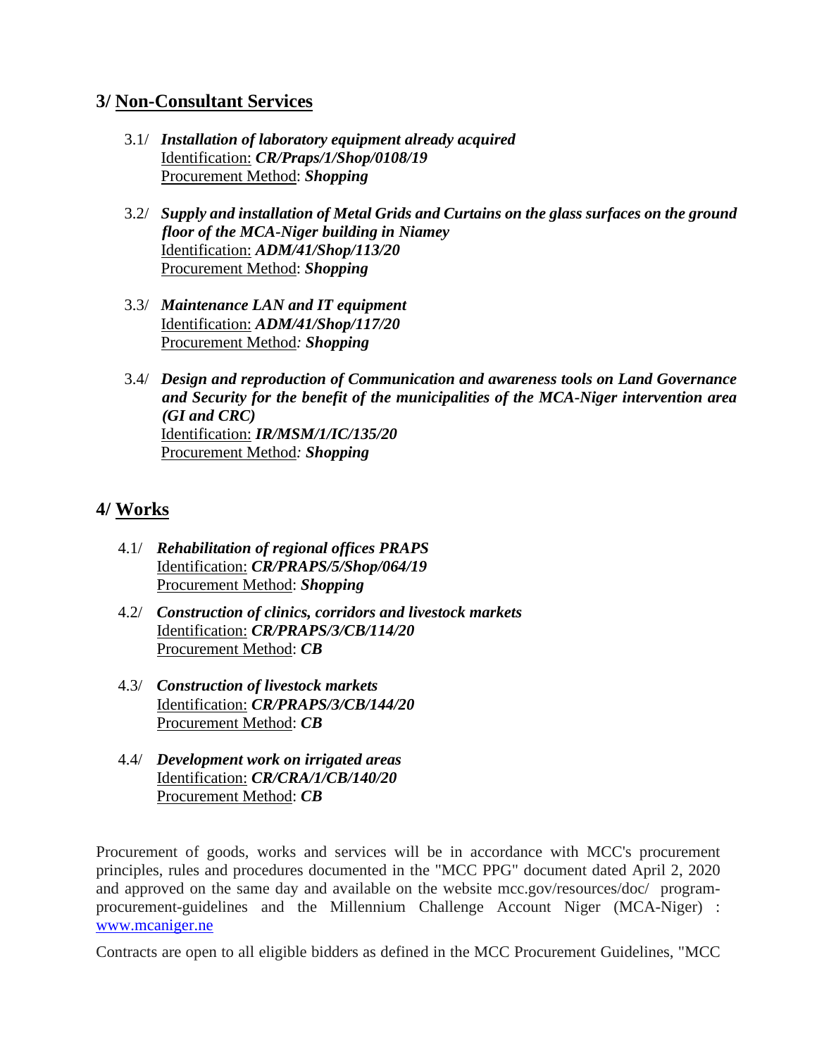## 3/ Non-Consultant Services

3.1/ ***Installation of laboratory equipment already acquired***
Identification: ***CR/Praps/1/Shop/0108/19***
Procurement Method: ***Shopping***

3.2/ ***Supply and installation of Metal Grids and Curtains on the glass surfaces on the ground floor of the MCA-Niger building in Niamey***
Identification: ***ADM/41/Shop/113/20***
Procurement Method: ***Shopping***

3.3/ ***Maintenance LAN and IT equipment***
Identification: ***ADM/41/Shop/117/20***
Procurement Method*:* ***Shopping***

3.4/ ***Design and reproduction of Communication and awareness tools on Land Governance and Security for the benefit of the municipalities of the MCA-Niger intervention area (GI and CRC)***
Identification: ***IR/MSM/1/IC/135/20***
Procurement Method*:* ***Shopping***

## 4/ Works

4.1/ ***Rehabilitation of regional offices PRAPS***
Identification: ***CR/PRAPS/5/Shop/064/19***
Procurement Method: ***Shopping***

4.2/ ***Construction of clinics, corridors and livestock markets***
Identification: ***CR/PRAPS/3/CB/114/20***
Procurement Method: ***CB***

4.3/ ***Construction of livestock markets***
Identification: ***CR/PRAPS/3/CB/144/20***
Procurement Method: ***CB***

4.4/ ***Development work on irrigated areas***
Identification: ***CR/CRA/1/CB/140/20***
Procurement Method: ***CB***

Procurement of goods, works and services will be in accordance with MCC's procurement principles, rules and procedures documented in the "MCC PPG" document dated April 2, 2020 and approved on the same day and available on the website mcc.gov/resources/doc/ program-procurement-guidelines and the Millennium Challenge Account Niger (MCA-Niger) : [www.mcaniger.ne](http://www.mcaniger.ne)

Contracts are open to all eligible bidders as defined in the MCC Procurement Guidelines, "MCC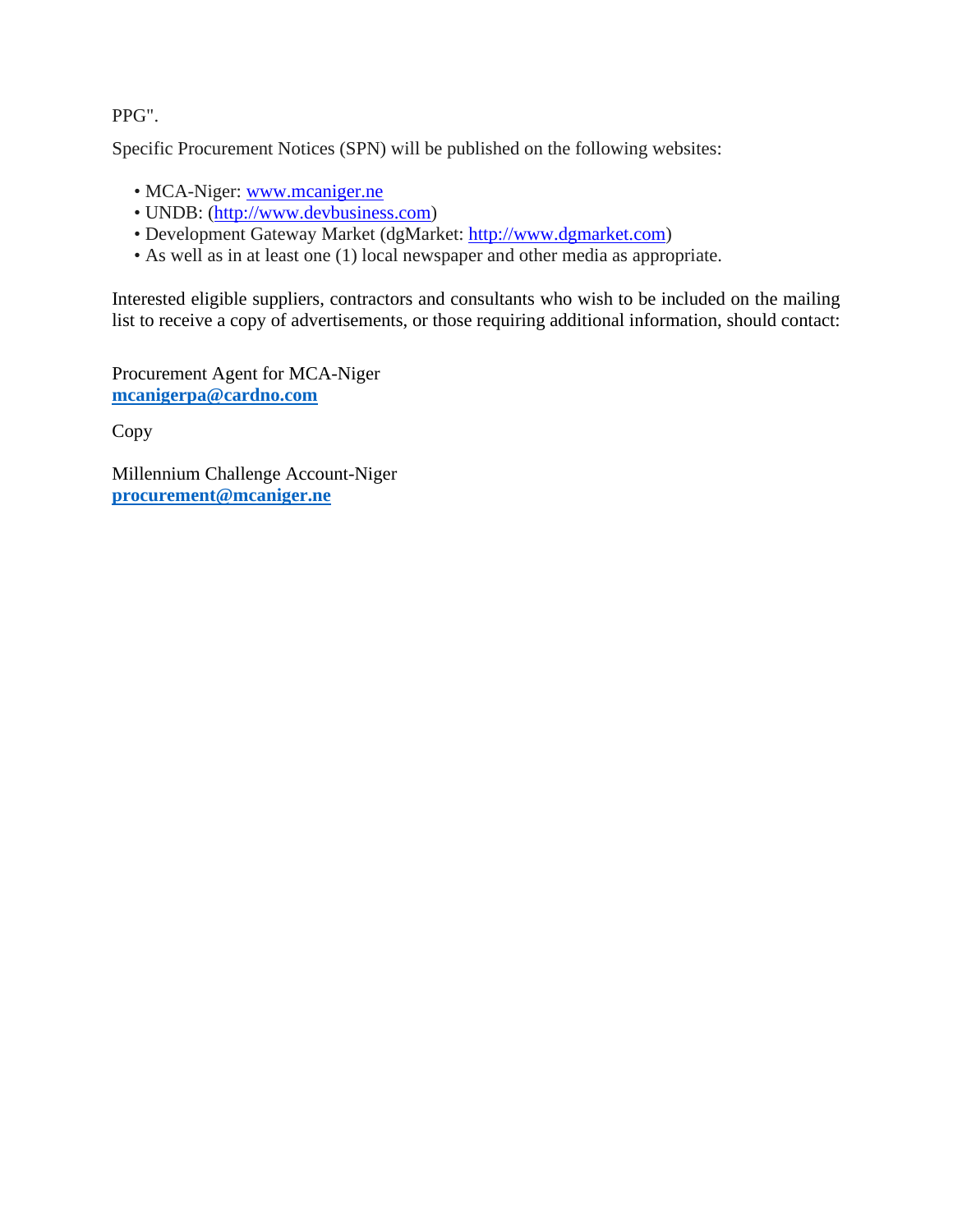PPG".

Specific Procurement Notices (SPN) will be published on the following websites:

- MCA-Niger: www.mcaniger.ne
- UNDB: (http://www.devbusiness.com)
- Development Gateway Market (dgMarket: http://www.dgmarket.com)
- As well as in at least one (1) local newspaper and other media as appropriate.

Interested eligible suppliers, contractors and consultants who wish to be included on the mailing list to receive a copy of advertisements, or those requiring additional information, should contact:

Procurement Agent for MCA-Niger
**mcanigerpa@cardno.com**

Copy

Millennium Challenge Account-Niger
**procurement@mcaniger.ne**